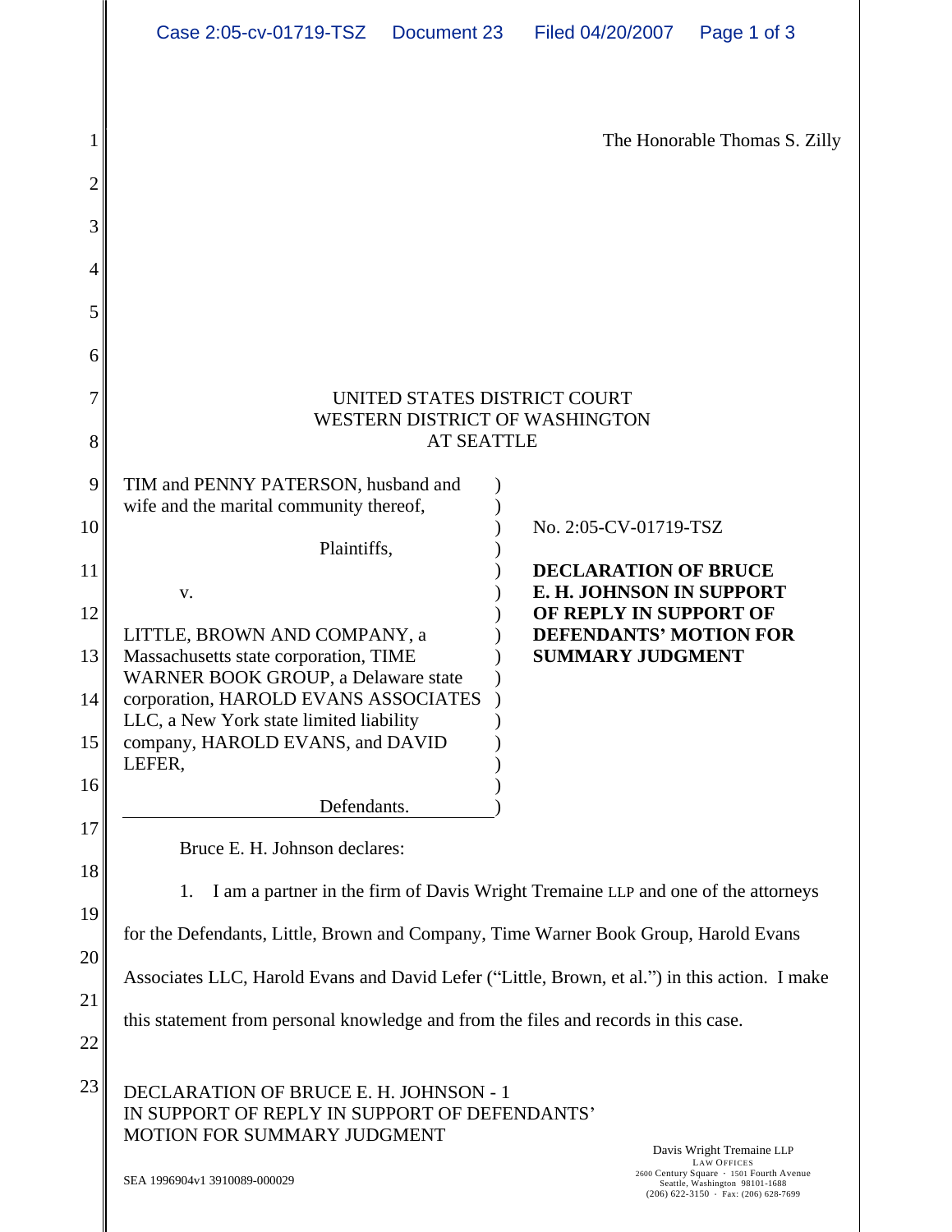The Honorable Thomas S. Zilly

UNITED STATES DISTRICT COURT
WESTERN DISTRICT OF WASHINGTON
AT SEATTLE

| | |
|---|---|
| TIM and PENNY PATERSON, husband and wife and the marital community thereof,<br><br>Plaintiffs,<br><br>v.<br><br>LITTLE, BROWN AND COMPANY, a Massachusetts state corporation, TIME WARNER BOOK GROUP, a Delaware state corporation, HAROLD EVANS ASSOCIATES LLC, a New York state limited liability company, HAROLD EVANS, and DAVID LEFER,<br><br>Defendants. | No. 2:05-CV-01719-TSZ<br><br>**DECLARATION OF BRUCE E. H. JOHNSON IN SUPPORT OF REPLY IN SUPPORT OF DEFENDANTS' MOTION FOR SUMMARY JUDGMENT** |

Bruce E. H. Johnson declares:

1. I am a partner in the firm of Davis Wright Tremaine LLP and one of the attorneys for the Defendants, Little, Brown and Company, Time Warner Book Group, Harold Evans Associates LLC, Harold Evans and David Lefer ("Little, Brown, et al.") in this action. I make this statement from personal knowledge and from the files and records in this case.

DECLARATION OF BRUCE E. H. JOHNSON - 1
IN SUPPORT OF REPLY IN SUPPORT OF DEFENDANTS' MOTION FOR SUMMARY JUDGMENT

SEA 1996904v1 3910089-000029

Davis Wright Tremaine LLP
LAW OFFICES
2600 Century Square · 1501 Fourth Avenue
Seattle, Washington 98101-1688
(206) 622-3150 · Fax: (206) 628-7699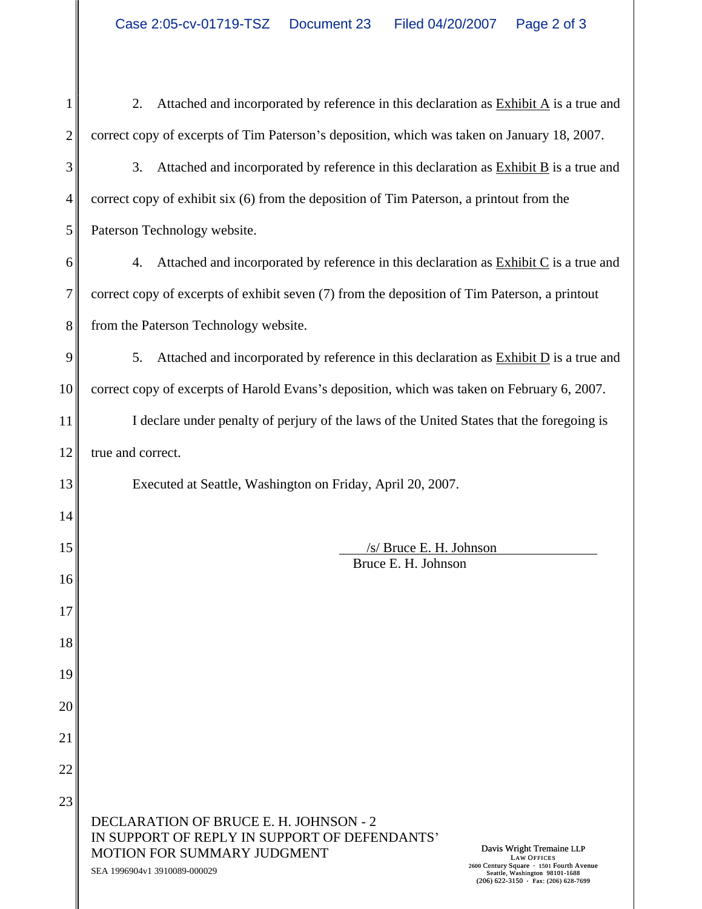2. Attached and incorporated by reference in this declaration as Exhibit A is a true and correct copy of excerpts of Tim Paterson's deposition, which was taken on January 18, 2007.

3. Attached and incorporated by reference in this declaration as Exhibit B is a true and correct copy of exhibit six (6) from the deposition of Tim Paterson, a printout from the Paterson Technology website.

4. Attached and incorporated by reference in this declaration as Exhibit C is a true and correct copy of excerpts of exhibit seven (7) from the deposition of Tim Paterson, a printout from the Paterson Technology website.

5. Attached and incorporated by reference in this declaration as Exhibit D is a true and correct copy of excerpts of Harold Evans's deposition, which was taken on February 6, 2007.

I declare under penalty of perjury of the laws of the United States that the foregoing is true and correct.

Executed at Seattle, Washington on Friday, April 20, 2007.

/s/ Bruce E. H. Johnson
Bruce E. H. Johnson

DECLARATION OF BRUCE E. H. JOHNSON - 2
IN SUPPORT OF REPLY IN SUPPORT OF DEFENDANTS' MOTION FOR SUMMARY JUDGMENT

SEA 1996904v1 3910089-000029

Davis Wright Tremaine LLP
LAW OFFICES
2600 Century Square · 1501 Fourth Avenue
Seattle, Washington 98101-1688
(206) 622-3150 · Fax: (206) 628-7699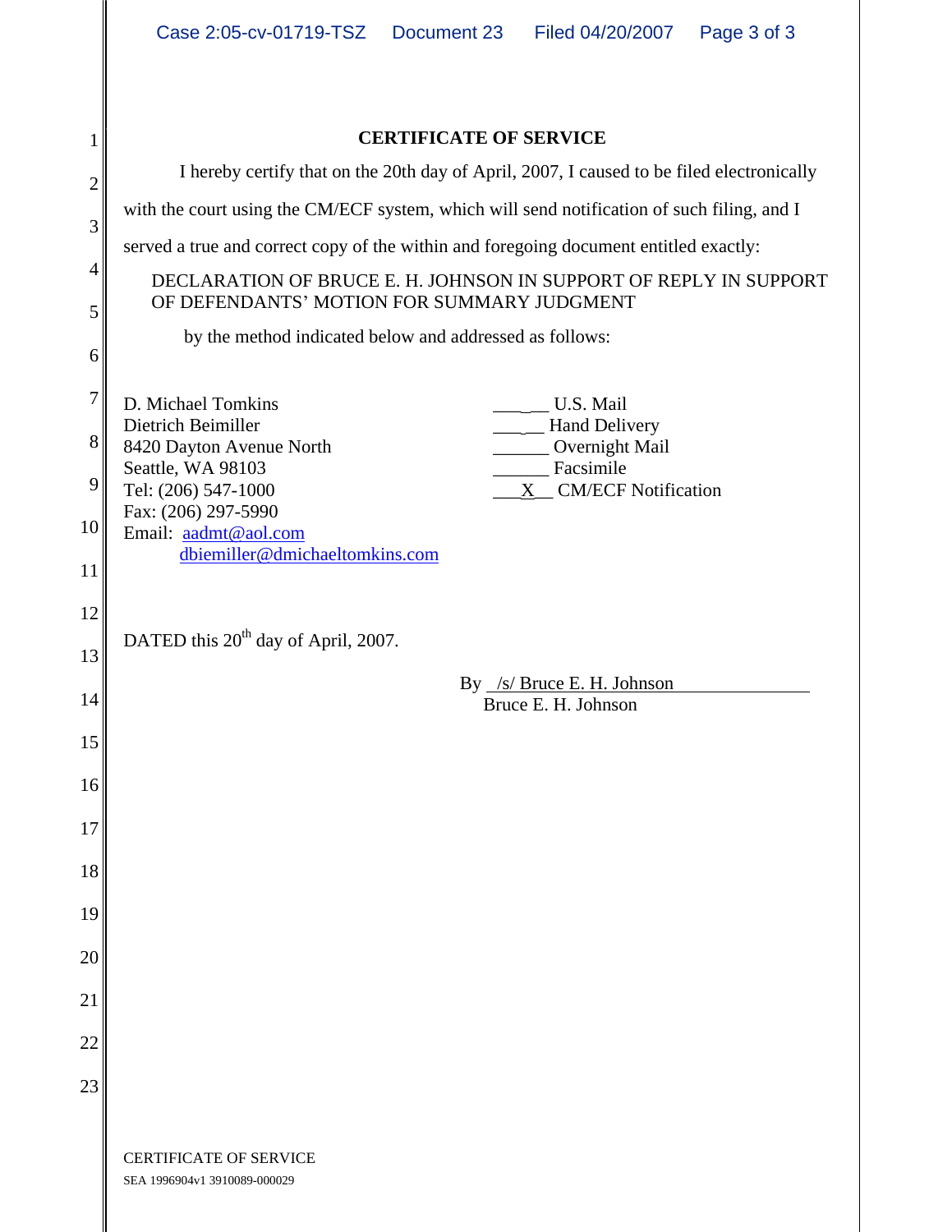## CERTIFICATE OF SERVICE

I hereby certify that on the 20th day of April, 2007, I caused to be filed electronically with the court using the CM/ECF system, which will send notification of such filing, and I served a true and correct copy of the within and foregoing document entitled exactly:

DECLARATION OF BRUCE E. H. JOHNSON IN SUPPORT OF REPLY IN SUPPORT OF DEFENDANTS' MOTION FOR SUMMARY JUDGMENT

by the method indicated below and addressed as follows:

| | |
|---|---|
| D. Michael Tomkins | ______ U.S. Mail |
| Dietrich Beimiller | ______ Hand Delivery |
| 8420 Dayton Avenue North | ______ Overnight Mail |
| Seattle, WA 98103 | ______ Facsimile |
| Tel: (206) 547-1000 | ___X__ CM/ECF Notification |
| Fax: (206) 297-5990 | |
| Email: aadmt@aol.com | |
| dbiemiller@dmichaeltomkins.com | |

DATED this 20th day of April, 2007.

By /s/ Bruce E. H. Johnson
Bruce E. H. Johnson

CERTIFICATE OF SERVICE
SEA 1996904v1 3910089-000029